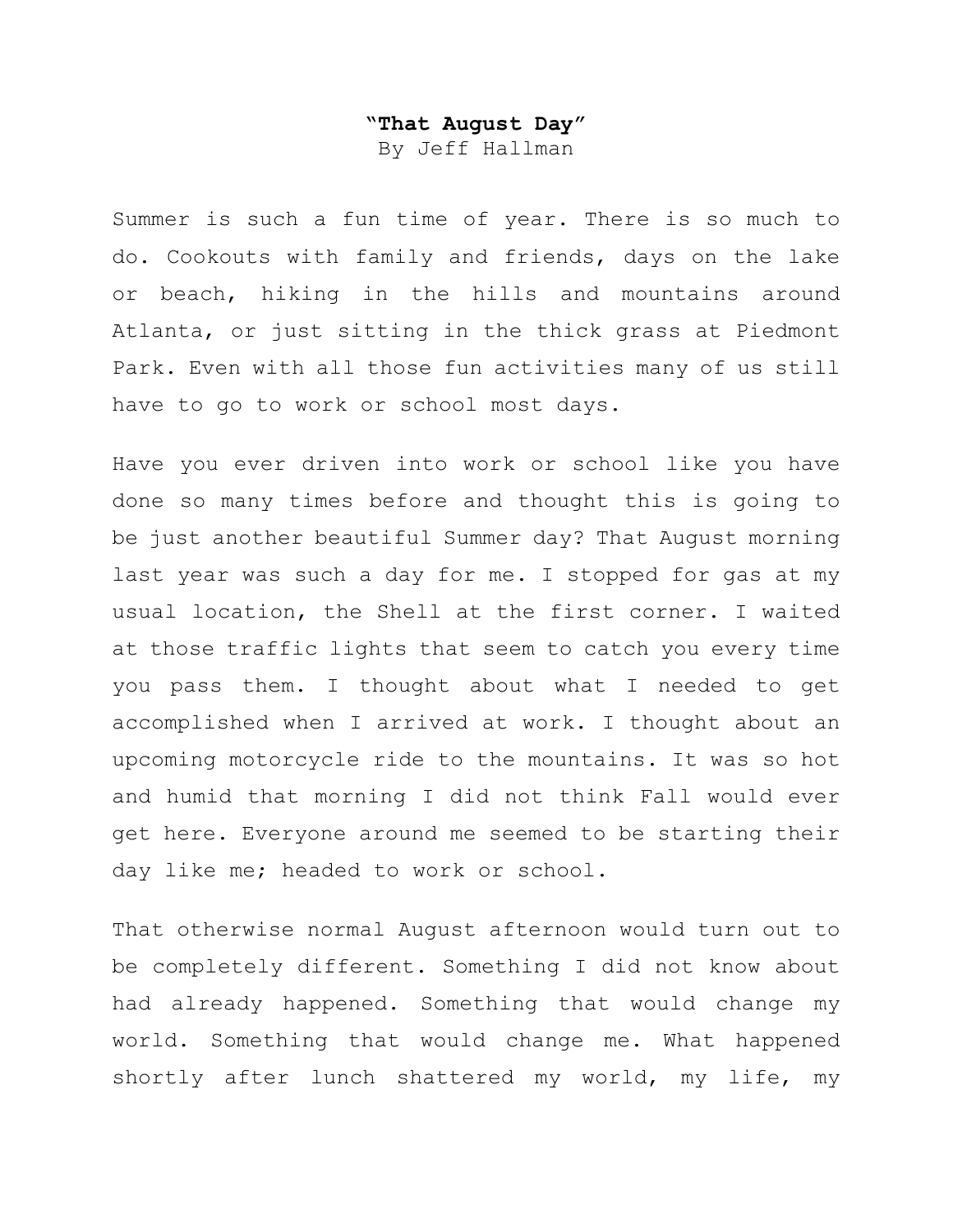# "That August Day"

By Jeff Hallman

Summer is such a fun time of year. There is so much to do. Cookouts with family and friends, days on the lake or beach, hiking in the hills and mountains around Atlanta, or just sitting in the thick grass at Piedmont Park. Even with all those fun activities many of us still have to go to work or school most days.

Have you ever driven into work or school like you have done so many times before and thought this is going to be just another beautiful Summer day? That August morning last year was such a day for me. I stopped for gas at my usual location, the Shell at the first corner. I waited at those traffic lights that seem to catch you every time you pass them. I thought about what I needed to get accomplished when I arrived at work. I thought about an upcoming motorcycle ride to the mountains. It was so hot and humid that morning I did not think Fall would ever get here. Everyone around me seemed to be starting their day like me; headed to work or school.

That otherwise normal August afternoon would turn out to be completely different. Something I did not know about had already happened. Something that would change my world. Something that would change me. What happened shortly after lunch shattered my world, my life, my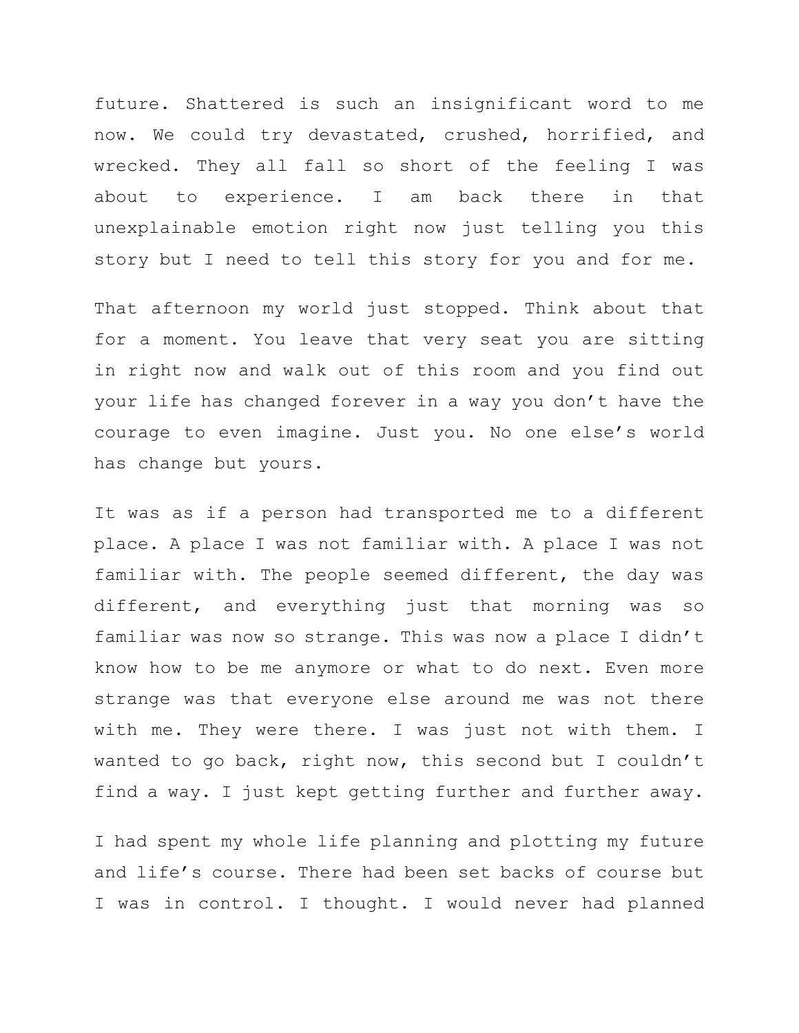future. Shattered is such an insignificant word to me now. We could try devastated, crushed, horrified, and wrecked. They all fall so short of the feeling I was about to experience. I am back there in that unexplainable emotion right now just telling you this story but I need to tell this story for you and for me.

That afternoon my world just stopped. Think about that for a moment. You leave that very seat you are sitting in right now and walk out of this room and you find out your life has changed forever in a way you don't have the courage to even imagine. Just you. No one else's world has change but yours.

It was as if a person had transported me to a different place. A place I was not familiar with. A place I was not familiar with. The people seemed different, the day was different, and everything just that morning was so familiar was now so strange. This was now a place I didn't know how to be me anymore or what to do next. Even more strange was that everyone else around me was not there with me. They were there. I was just not with them. I wanted to go back, right now, this second but I couldn't find a way. I just kept getting further and further away.

I had spent my whole life planning and plotting my future and life's course. There had been set backs of course but I was in control. I thought. I would never had planned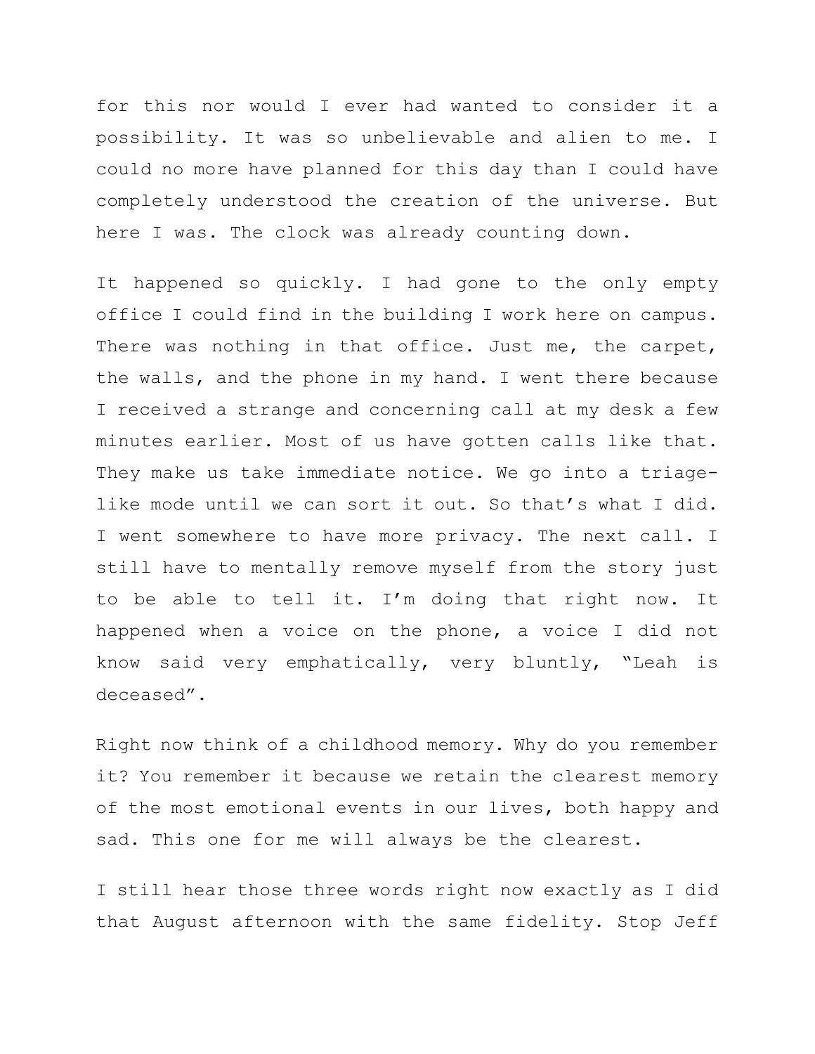for this nor would I ever had wanted to consider it a possibility. It was so unbelievable and alien to me. I could no more have planned for this day than I could have completely understood the creation of the universe. But here I was. The clock was already counting down.

It happened so quickly. I had gone to the only empty office I could find in the building I work here on campus. There was nothing in that office. Just me, the carpet, the walls, and the phone in my hand. I went there because I received a strange and concerning call at my desk a few minutes earlier. Most of us have gotten calls like that. They make us take immediate notice. We go into a triage-like mode until we can sort it out. So that's what I did. I went somewhere to have more privacy. The next call. I still have to mentally remove myself from the story just to be able to tell it. I'm doing that right now. It happened when a voice on the phone, a voice I did not know said very emphatically, very bluntly, "Leah is deceased".

Right now think of a childhood memory. Why do you remember it? You remember it because we retain the clearest memory of the most emotional events in our lives, both happy and sad. This one for me will always be the clearest.

I still hear those three words right now exactly as I did that August afternoon with the same fidelity. Stop Jeff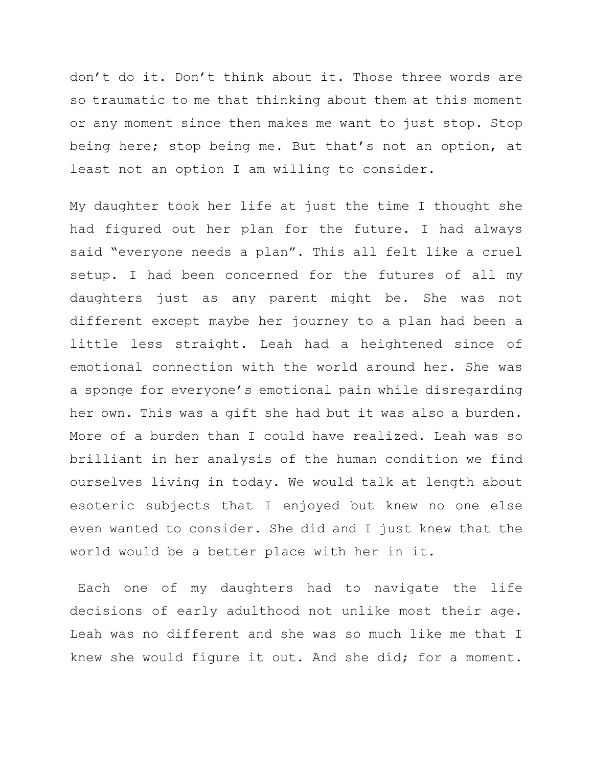don't do it. Don't think about it. Those three words are so traumatic to me that thinking about them at this moment or any moment since then makes me want to just stop. Stop being here; stop being me. But that's not an option, at least not an option I am willing to consider.

My daughter took her life at just the time I thought she had figured out her plan for the future. I had always said "everyone needs a plan". This all felt like a cruel setup. I had been concerned for the futures of all my daughters just as any parent might be. She was not different except maybe her journey to a plan had been a little less straight. Leah had a heightened since of emotional connection with the world around her. She was a sponge for everyone's emotional pain while disregarding her own. This was a gift she had but it was also a burden. More of a burden than I could have realized. Leah was so brilliant in her analysis of the human condition we find ourselves living in today. We would talk at length about esoteric subjects that I enjoyed but knew no one else even wanted to consider. She did and I just knew that the world would be a better place with her in it.

Each one of my daughters had to navigate the life decisions of early adulthood not unlike most their age. Leah was no different and she was so much like me that I knew she would figure it out. And she did; for a moment.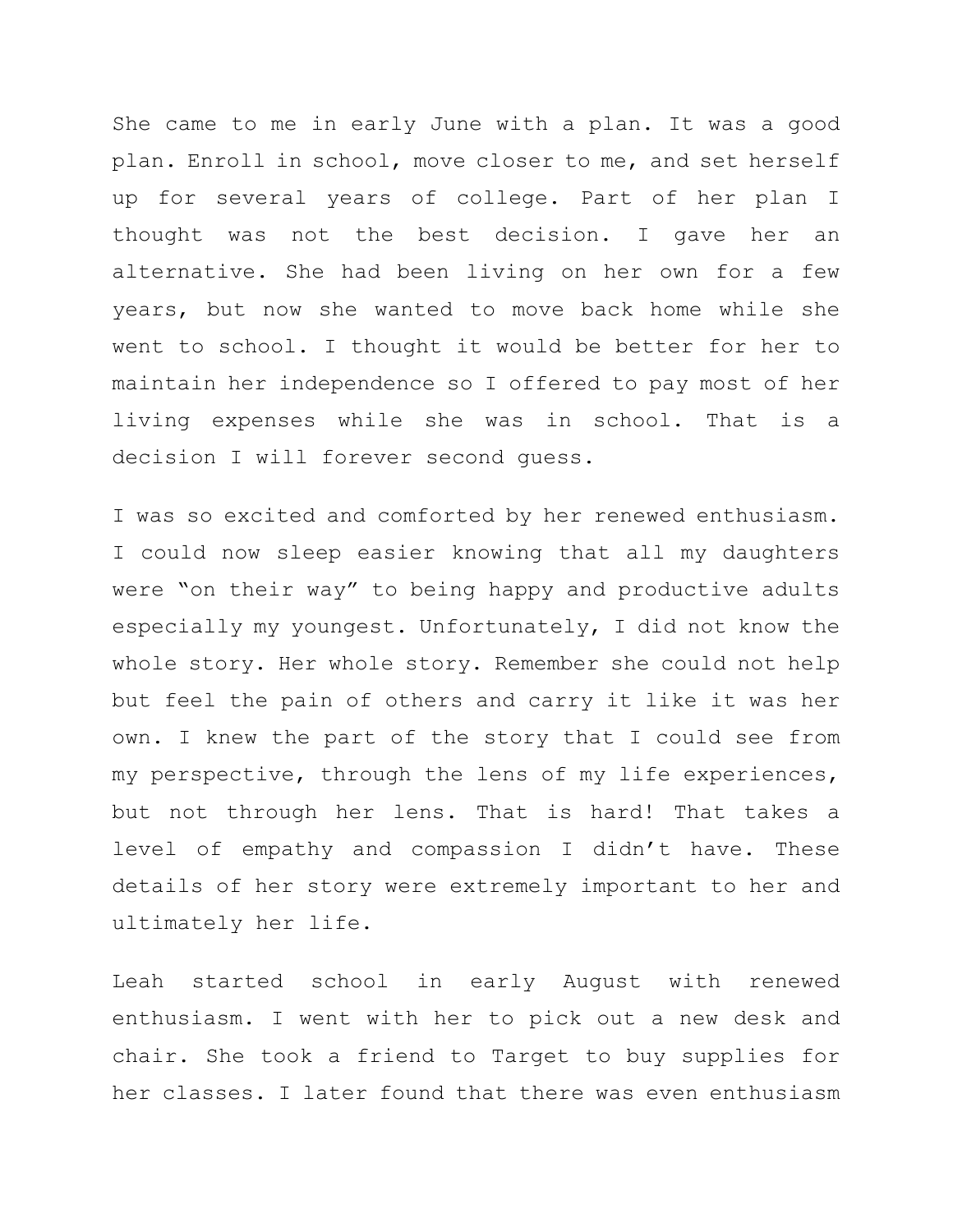She came to me in early June with a plan. It was a good plan. Enroll in school, move closer to me, and set herself up for several years of college. Part of her plan I thought was not the best decision. I gave her an alternative. She had been living on her own for a few years, but now she wanted to move back home while she went to school. I thought it would be better for her to maintain her independence so I offered to pay most of her living expenses while she was in school. That is a decision I will forever second guess.

I was so excited and comforted by her renewed enthusiasm. I could now sleep easier knowing that all my daughters were "on their way" to being happy and productive adults especially my youngest. Unfortunately, I did not know the whole story. Her whole story. Remember she could not help but feel the pain of others and carry it like it was her own. I knew the part of the story that I could see from my perspective, through the lens of my life experiences, but not through her lens. That is hard! That takes a level of empathy and compassion I didn't have. These details of her story were extremely important to her and ultimately her life.

Leah started school in early August with renewed enthusiasm. I went with her to pick out a new desk and chair. She took a friend to Target to buy supplies for her classes. I later found that there was even enthusiasm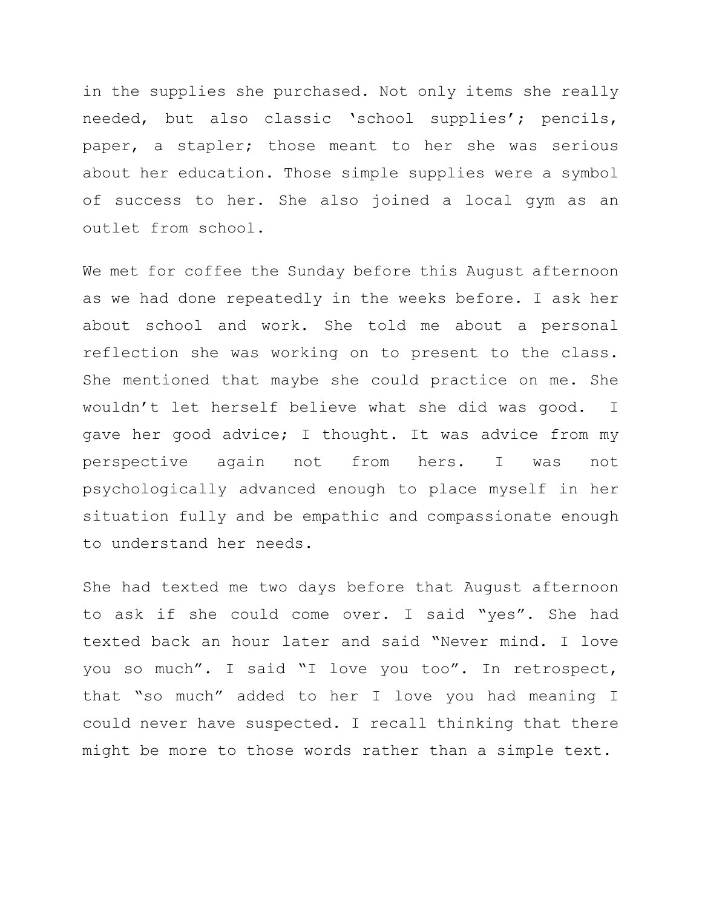in the supplies she purchased. Not only items she really needed, but also classic 'school supplies'; pencils, paper, a stapler; those meant to her she was serious about her education. Those simple supplies were a symbol of success to her. She also joined a local gym as an outlet from school.

We met for coffee the Sunday before this August afternoon as we had done repeatedly in the weeks before. I ask her about school and work. She told me about a personal reflection she was working on to present to the class. She mentioned that maybe she could practice on me. She wouldn't let herself believe what she did was good. I gave her good advice; I thought. It was advice from my perspective again not from hers. I was not psychologically advanced enough to place myself in her situation fully and be empathic and compassionate enough to understand her needs.

She had texted me two days before that August afternoon to ask if she could come over. I said "yes". She had texted back an hour later and said "Never mind. I love you so much". I said "I love you too". In retrospect, that "so much" added to her I love you had meaning I could never have suspected. I recall thinking that there might be more to those words rather than a simple text.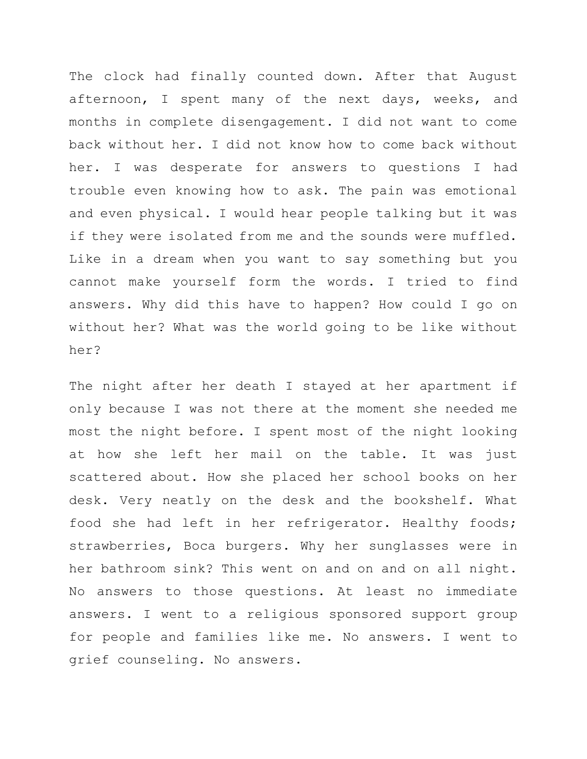The clock had finally counted down. After that August afternoon, I spent many of the next days, weeks, and months in complete disengagement. I did not want to come back without her. I did not know how to come back without her. I was desperate for answers to questions I had trouble even knowing how to ask. The pain was emotional and even physical. I would hear people talking but it was if they were isolated from me and the sounds were muffled. Like in a dream when you want to say something but you cannot make yourself form the words. I tried to find answers. Why did this have to happen? How could I go on without her? What was the world going to be like without her?

The night after her death I stayed at her apartment if only because I was not there at the moment she needed me most the night before. I spent most of the night looking at how she left her mail on the table. It was just scattered about. How she placed her school books on her desk. Very neatly on the desk and the bookshelf. What food she had left in her refrigerator. Healthy foods; strawberries, Boca burgers. Why her sunglasses were in her bathroom sink? This went on and on and on all night. No answers to those questions. At least no immediate answers. I went to a religious sponsored support group for people and families like me. No answers. I went to grief counseling. No answers.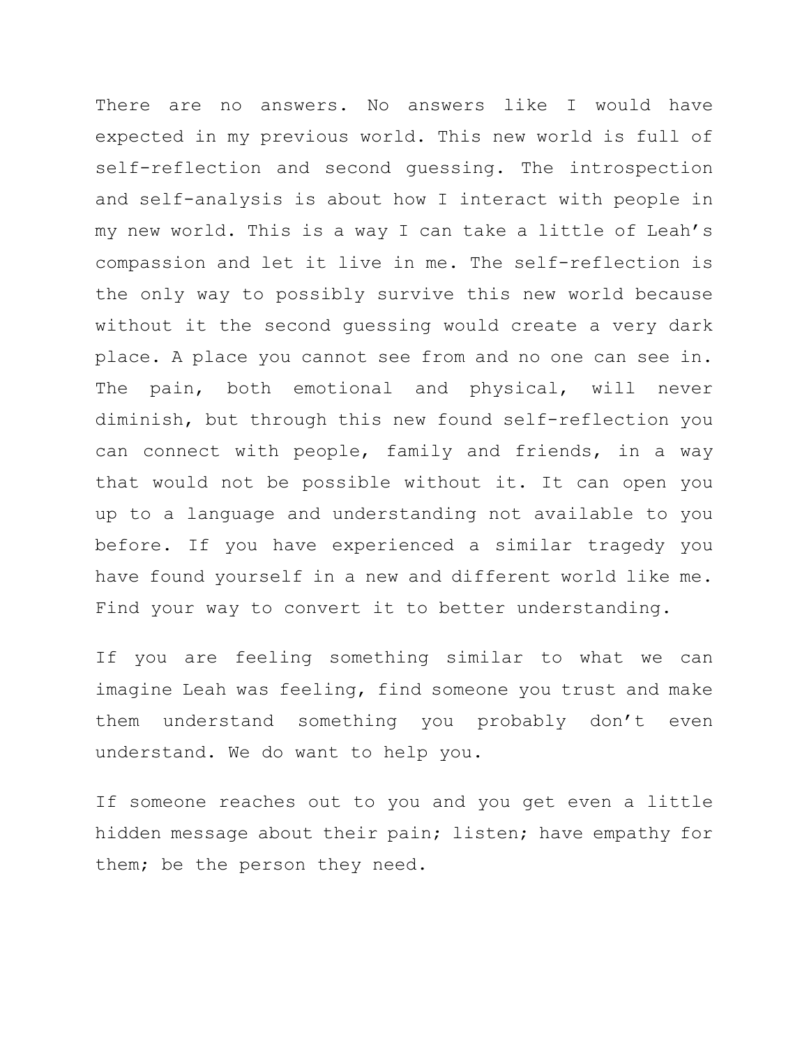There are no answers. No answers like I would have expected in my previous world. This new world is full of self-reflection and second guessing. The introspection and self-analysis is about how I interact with people in my new world. This is a way I can take a little of Leah's compassion and let it live in me. The self-reflection is the only way to possibly survive this new world because without it the second guessing would create a very dark place. A place you cannot see from and no one can see in. The pain, both emotional and physical, will never diminish, but through this new found self-reflection you can connect with people, family and friends, in a way that would not be possible without it. It can open you up to a language and understanding not available to you before. If you have experienced a similar tragedy you have found yourself in a new and different world like me. Find your way to convert it to better understanding.

If you are feeling something similar to what we can imagine Leah was feeling, find someone you trust and make them understand something you probably don't even understand. We do want to help you.

If someone reaches out to you and you get even a little hidden message about their pain; listen; have empathy for them; be the person they need.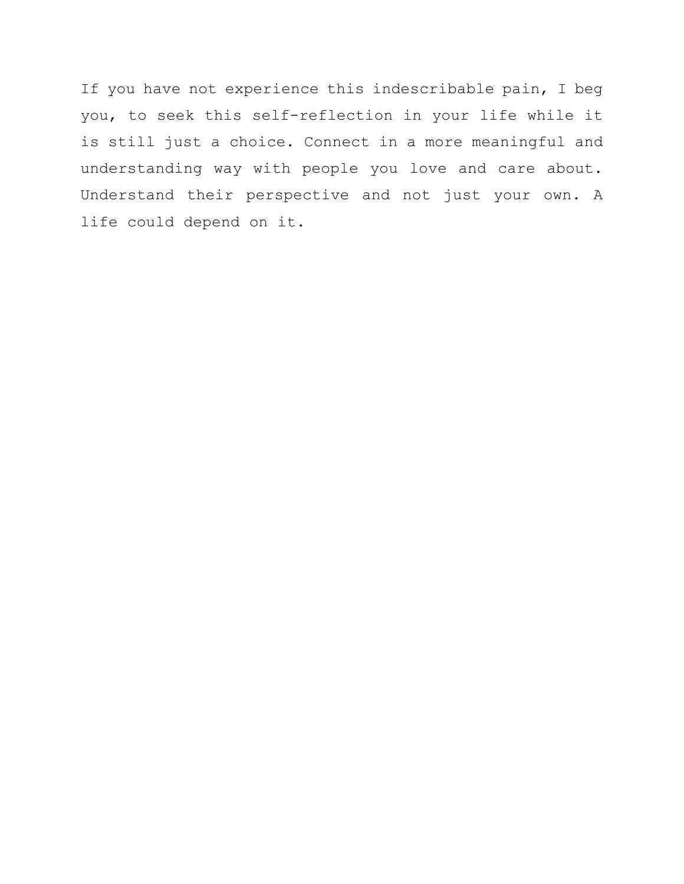If you have not experience this indescribable pain, I beg you, to seek this self-reflection in your life while it is still just a choice. Connect in a more meaningful and understanding way with people you love and care about. Understand their perspective and not just your own. A life could depend on it.